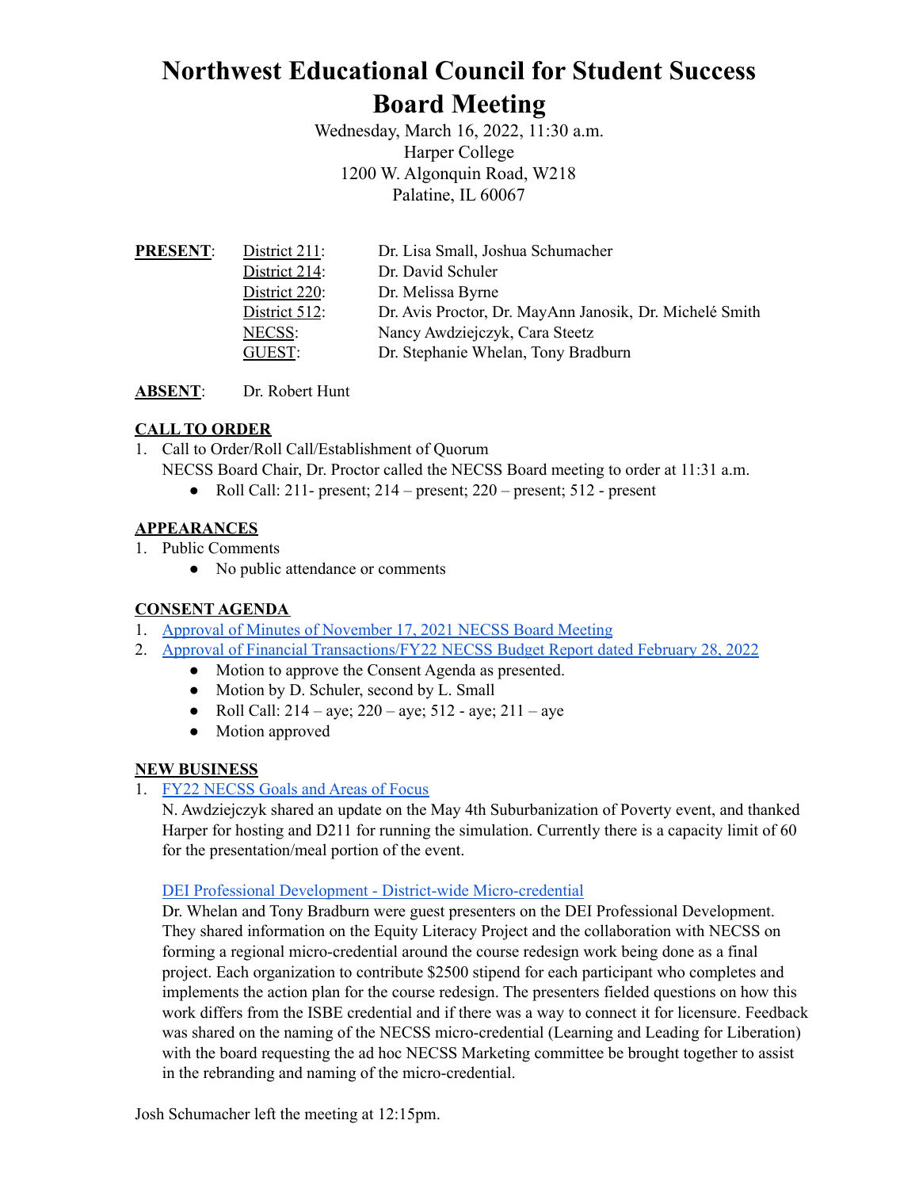# Northwest Educational Council for Student Success Board Meeting

Wednesday, March 16, 2022, 11:30 a.m.
Harper College
1200 W. Algonquin Road, W218
Palatine, IL 60067

| **PRESENT**: | District 211: | Dr. Lisa Small, Joshua Schumacher |
|---|---|---|
| | District 214: | Dr. David Schuler |
| | District 220: | Dr. Melissa Byrne |
| | District 512: | Dr. Avis Proctor, Dr. MayAnn Janosik, Dr. Michelé Smith |
| | NECSS: | Nancy Awdziejczyk, Cara Steetz |
| | GUEST: | Dr. Stephanie Whelan, Tony Bradburn |

**ABSENT**: Dr. Robert Hunt

## CALL TO ORDER

1. Call to Order/Roll Call/Establishment of Quorum
   NECSS Board Chair, Dr. Proctor called the NECSS Board meeting to order at 11:31 a.m.
   - Roll Call: 211- present; 214 – present; 220 – present; 512 - present

## APPEARANCES

1. Public Comments
   - No public attendance or comments

## CONSENT AGENDA

1. Approval of Minutes of November 17, 2021 NECSS Board Meeting
2. Approval of Financial Transactions/FY22 NECSS Budget Report dated February 28, 2022
   - Motion to approve the Consent Agenda as presented.
   - Motion by D. Schuler, second by L. Small
   - Roll Call: 214 – aye; 220 – aye; 512 - aye; 211 – aye
   - Motion approved

## NEW BUSINESS

1. FY22 NECSS Goals and Areas of Focus
   N. Awdziejczyk shared an update on the May 4th Suburbanization of Poverty event, and thanked Harper for hosting and D211 for running the simulation. Currently there is a capacity limit of 60 for the presentation/meal portion of the event.

   DEI Professional Development - District-wide Micro-credential
   Dr. Whelan and Tony Bradburn were guest presenters on the DEI Professional Development. They shared information on the Equity Literacy Project and the collaboration with NECSS on forming a regional micro-credential around the course redesign work being done as a final project. Each organization to contribute $2500 stipend for each participant who completes and implements the action plan for the course redesign. The presenters fielded questions on how this work differs from the ISBE credential and if there was a way to connect it for licensure. Feedback was shared on the naming of the NECSS micro-credential (Learning and Leading for Liberation) with the board requesting the ad hoc NECSS Marketing committee be brought together to assist in the rebranding and naming of the micro-credential.

Josh Schumacher left the meeting at 12:15pm.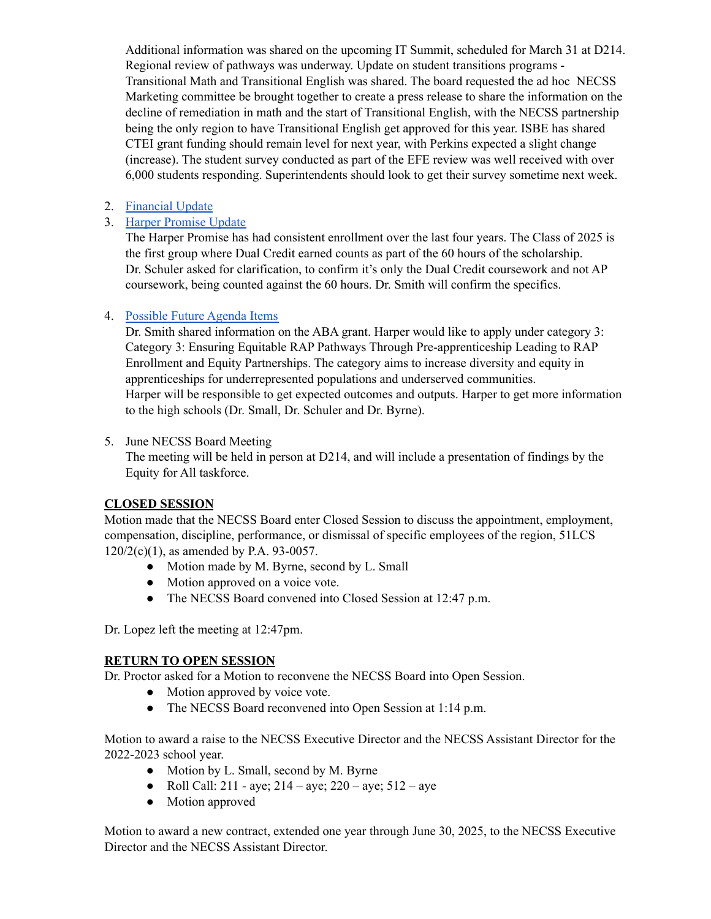Additional information was shared on the upcoming IT Summit, scheduled for March 31 at D214. Regional review of pathways was underway. Update on student transitions programs - Transitional Math and Transitional English was shared. The board requested the ad hoc NECSS Marketing committee be brought together to create a press release to share the information on the decline of remediation in math and the start of Transitional English, with the NECSS partnership being the only region to have Transitional English get approved for this year. ISBE has shared CTEI grant funding should remain level for next year, with Perkins expected a slight change (increase). The student survey conducted as part of the EFE review was well received with over 6,000 students responding. Superintendents should look to get their survey sometime next week.

2. Financial Update
3. Harper Promise Update
   The Harper Promise has had consistent enrollment over the last four years. The Class of 2025 is the first group where Dual Credit earned counts as part of the 60 hours of the scholarship. Dr. Schuler asked for clarification, to confirm it's only the Dual Credit coursework and not AP coursework, being counted against the 60 hours. Dr. Smith will confirm the specifics.

4. Possible Future Agenda Items
   Dr. Smith shared information on the ABA grant. Harper would like to apply under category 3: Category 3: Ensuring Equitable RAP Pathways Through Pre-apprenticeship Leading to RAP Enrollment and Equity Partnerships. The category aims to increase diversity and equity in apprenticeships for underrepresented populations and underserved communities.
   Harper will be responsible to get expected outcomes and outputs. Harper to get more information to the high schools (Dr. Small, Dr. Schuler and Dr. Byrne).

5. June NECSS Board Meeting
   The meeting will be held in person at D214, and will include a presentation of findings by the Equity for All taskforce.

**CLOSED SESSION**

Motion made that the NECSS Board enter Closed Session to discuss the appointment, employment, compensation, discipline, performance, or dismissal of specific employees of the region, 51LCS 120/2(c)(1), as amended by P.A. 93-0057.

- Motion made by M. Byrne, second by L. Small
- Motion approved on a voice vote.
- The NECSS Board convened into Closed Session at 12:47 p.m.

Dr. Lopez left the meeting at 12:47pm.

**RETURN TO OPEN SESSION**

Dr. Proctor asked for a Motion to reconvene the NECSS Board into Open Session.

- Motion approved by voice vote.
- The NECSS Board reconvened into Open Session at 1:14 p.m.

Motion to award a raise to the NECSS Executive Director and the NECSS Assistant Director for the 2022-2023 school year.

- Motion by L. Small, second by M. Byrne
- Roll Call: 211 - aye; 214 – aye; 220 – aye; 512 – aye
- Motion approved

Motion to award a new contract, extended one year through June 30, 2025, to the NECSS Executive Director and the NECSS Assistant Director.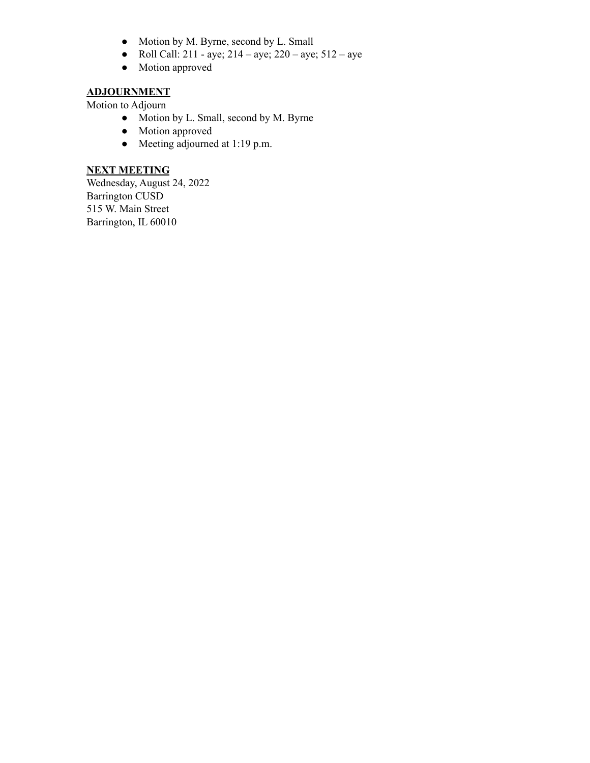- Motion by M. Byrne, second by L. Small
- Roll Call: 211 - aye; 214 – aye; 220 – aye; 512 – aye
- Motion approved

**ADJOURNMENT**

Motion to Adjourn

- Motion by L. Small, second by M. Byrne
- Motion approved
- Meeting adjourned at 1:19 p.m.

**NEXT MEETING**

Wednesday, August 24, 2022
Barrington CUSD
515 W. Main Street
Barrington, IL 60010